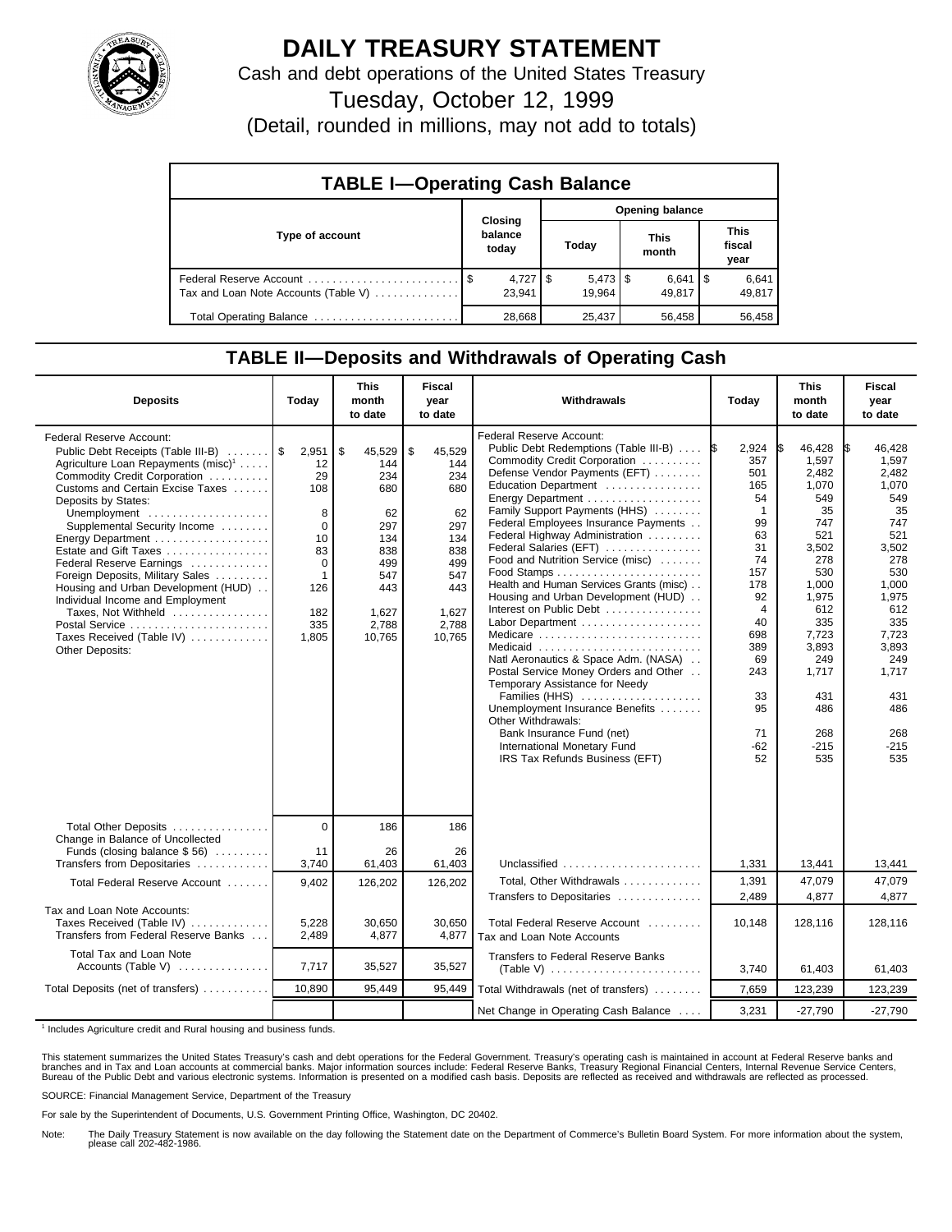# DAILY TREASURY STATEMENT

Cash and debt operations of the United States Treasury

Tuesday, October 12, 1999

(Detail, rounded in millions, may not add to totals)

## TABLE I—Operating Cash Balance

| Type of account | Closing balance today | Opening balance Today | This month | This fiscal year |
|---|---|---|---|---|
| Federal Reserve Account | $ 4,727 | $ 5,473 | $ 6,641 | $ 6,641 |
| Tax and Loan Note Accounts (Table V) | 23,941 | 19,964 | 49,817 | 49,817 |
| Total Operating Balance | 28,668 | 25,437 | 56,458 | 56,458 |

## TABLE II—Deposits and Withdrawals of Operating Cash

| Deposits | Today | This month to date | Fiscal year to date |
|---|---|---|---|
| Federal Reserve Account: | | | |
| Public Debt Receipts (Table III-B) | $ 2,951 | $ 45,529 | $ 45,529 |
| Agriculture Loan Repayments (misc)[1] | 12 | 144 | 144 |
| Commodity Credit Corporation | 29 | 234 | 234 |
| Customs and Certain Excise Taxes | 108 | 680 | 680 |
| Deposits by States: | | | |
| Unemployment | 8 | 62 | 62 |
| Supplemental Security Income | 0 | 297 | 297 |
| Energy Department | 10 | 134 | 134 |
| Estate and Gift Taxes | 83 | 838 | 838 |
| Federal Reserve Earnings | 0 | 499 | 499 |
| Foreign Deposits, Military Sales | 1 | 547 | 547 |
| Housing and Urban Development (HUD) | 126 | 443 | 443 |
| Individual Income and Employment Taxes, Not Withheld | 182 | 1,627 | 1,627 |
| Postal Service | 335 | 2,788 | 2,788 |
| Taxes Received (Table IV) | 1,805 | 10,765 | 10,765 |
| Other Deposits: | | | |
| Total Other Deposits | 0 | 186 | 186 |
| Change in Balance of Uncollected Funds (closing balance $ 56) | 11 | 26 | 26 |
| Transfers from Depositaries | 3,740 | 61,403 | 61,403 |
| Total Federal Reserve Account | 9,402 | 126,202 | 126,202 |
| Tax and Loan Note Accounts: | | | |
| Taxes Received (Table IV) | 5,228 | 30,650 | 30,650 |
| Transfers from Federal Reserve Banks | 2,489 | 4,877 | 4,877 |
| Total Tax and Loan Note Accounts (Table V) | 7,717 | 35,527 | 35,527 |
| Total Deposits (net of transfers) | 10,890 | 95,449 | 95,449 |

| Withdrawals | Today | This month to date | Fiscal year to date |
|---|---|---|---|
| Federal Reserve Account: | | | |
| Public Debt Redemptions (Table III-B) | $ 2,924 | $ 46,428 | $ 46,428 |
| Commodity Credit Corporation | 357 | 1,597 | 1,597 |
| Defense Vendor Payments (EFT) | 501 | 2,482 | 2,482 |
| Education Department | 165 | 1,070 | 1,070 |
| Energy Department | 54 | 549 | 549 |
| Family Support Payments (HHS) | 1 | 35 | 35 |
| Federal Employees Insurance Payments | 99 | 747 | 747 |
| Federal Highway Administration | 63 | 521 | 521 |
| Federal Salaries (EFT) | 31 | 3,502 | 3,502 |
| Food and Nutrition Service (misc) | 74 | 278 | 278 |
| Food Stamps | 157 | 530 | 530 |
| Health and Human Services Grants (misc) | 178 | 1,000 | 1,000 |
| Housing and Urban Development (HUD) | 92 | 1,975 | 1,975 |
| Interest on Public Debt | 4 | 612 | 612 |
| Labor Department | 40 | 335 | 335 |
| Medicare | 698 | 7,723 | 7,723 |
| Medicaid | 389 | 3,893 | 3,893 |
| Natl Aeronautics & Space Adm. (NASA) | 69 | 249 | 249 |
| Postal Service Money Orders and Other | 243 | 1,717 | 1,717 |
| Temporary Assistance for Needy Families (HHS) | 33 | 431 | 431 |
| Unemployment Insurance Benefits | 95 | 486 | 486 |
| Other Withdrawals: | | | |
| Bank Insurance Fund (net) | 71 | 268 | 268 |
| International Monetary Fund | -62 | -215 | -215 |
| IRS Tax Refunds Business (EFT) | 52 | 535 | 535 |
| Unclassified | 1,331 | 13,441 | 13,441 |
| Total, Other Withdrawals | 1,391 | 47,079 | 47,079 |
| Transfers to Depositaries | 2,489 | 4,877 | 4,877 |
| Total Federal Reserve Account | 10,148 | 128,116 | 128,116 |
| Tax and Loan Note Accounts | | | |
| Transfers to Federal Reserve Banks (Table V) | 3,740 | 61,403 | 61,403 |
| Total Withdrawals (net of transfers) | 7,659 | 123,239 | 123,239 |
| Net Change in Operating Cash Balance | 3,231 | -27,790 | -27,790 |

[1] Includes Agriculture credit and Rural housing and business funds.

This statement summarizes the United States Treasury's cash and debt operations for the Federal Government. Treasury's operating cash is maintained in account at Federal Reserve banks and branches and in Tax and Loan accounts at commercial banks. Major information sources include: Federal Reserve Banks, Treasury Regional Financial Centers, Internal Revenue Service Centers, Bureau of the Public Debt and various electronic systems. Information is presented on a modified cash basis. Deposits are reflected as received and withdrawals are reflected as processed.

SOURCE: Financial Management Service, Department of the Treasury

For sale by the Superintendent of Documents, U.S. Government Printing Office, Washington, DC 20402.

Note: The Daily Treasury Statement is now available on the day following the Statement date on the Department of Commerce's Bulletin Board System. For more information about the system, please call 202-482-1986.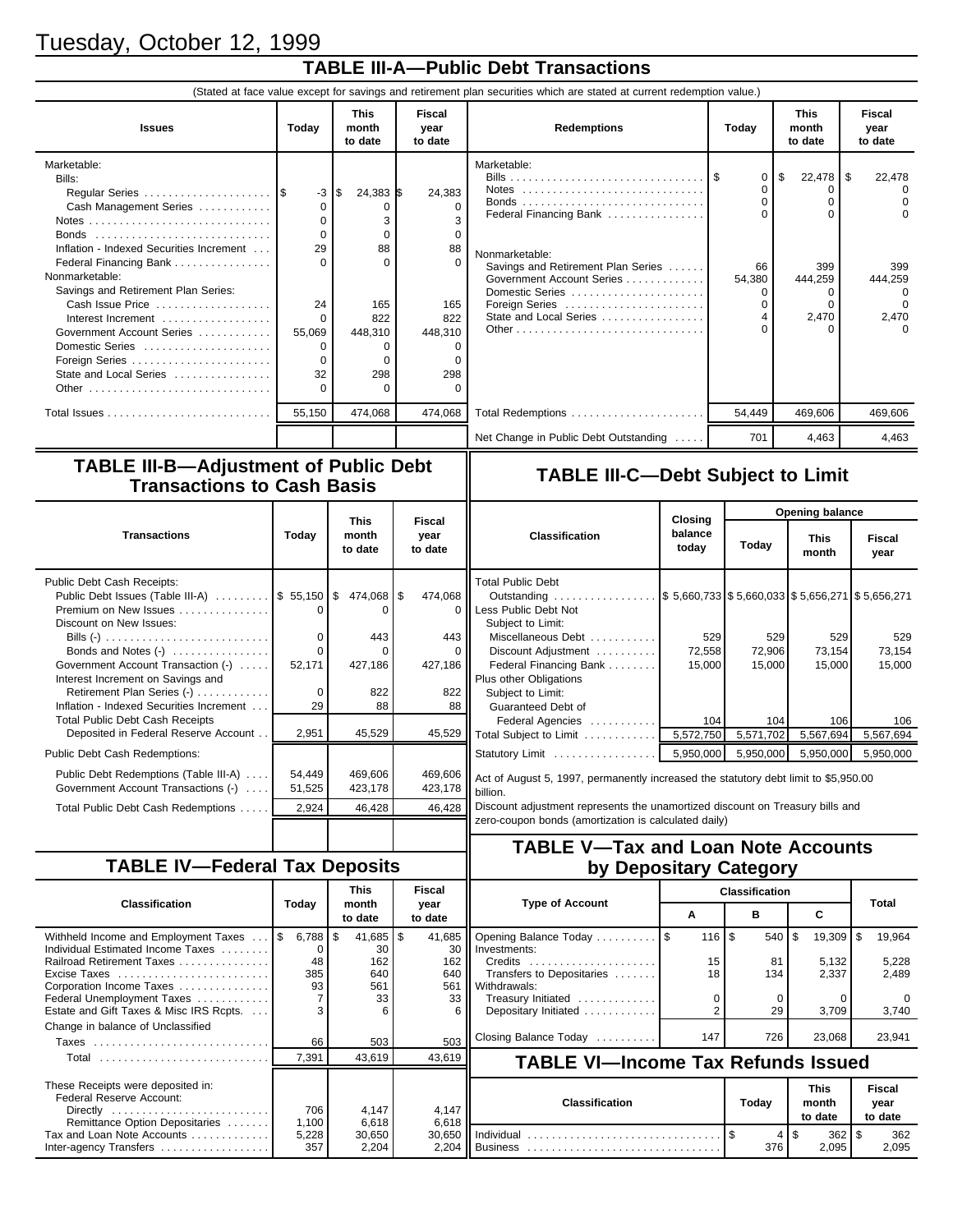# Tuesday, October 12, 1999

## TABLE III-A—Public Debt Transactions

(Stated at face value except for savings and retirement plan securities which are stated at current redemption value.)

| Issues | Today | This month to date | Fiscal year to date |
|---|---|---|---|
| Marketable: | | | |
| Bills: | | | |
| Regular Series | $ -3 | $ 24,383 | $ 24,383 |
| Cash Management Series | 0 | 0 | 0 |
| Notes | 0 | 3 | 3 |
| Bonds | 0 | 0 | 0 |
| Inflation - Indexed Securities Increment | 29 | 88 | 88 |
| Federal Financing Bank | 0 | 0 | 0 |
| Nonmarketable: | | | |
| Savings and Retirement Plan Series: | | | |
| Cash Issue Price | 24 | 165 | 165 |
| Interest Increment | 0 | 822 | 822 |
| Government Account Series | 55,069 | 448,310 | 448,310 |
| Domestic Series | 0 | 0 | 0 |
| Foreign Series | 0 | 0 | 0 |
| State and Local Series | 32 | 298 | 298 |
| Other | 0 | 0 | 0 |
| Total Issues | 55,150 | 474,068 | 474,068 |

| Redemptions | Today | This month to date | Fiscal year to date |
|---|---|---|---|
| Marketable: | | | |
| Bills | $ 0 | $ 22,478 | $ 22,478 |
| Notes | 0 | 0 | 0 |
| Bonds | 0 | 0 | 0 |
| Federal Financing Bank | 0 | 0 | 0 |
| Nonmarketable: | | | |
| Savings and Retirement Plan Series | 66 | 399 | 399 |
| Government Account Series | 54,380 | 444,259 | 444,259 |
| Domestic Series | 0 | 0 | 0 |
| Foreign Series | 0 | 0 | 0 |
| State and Local Series | 4 | 2,470 | 2,470 |
| Other | 0 | 0 | 0 |
| Total Redemptions | 54,449 | 469,606 | 469,606 |
| Net Change in Public Debt Outstanding | 701 | 4,463 | 4,463 |

## TABLE III-B—Adjustment of Public Debt Transactions to Cash Basis

| Transactions | Today | This month to date | Fiscal year to date |
|---|---|---|---|
| Public Debt Cash Receipts: | | | |
| Public Debt Issues (Table III-A) | $ 55,150 | $ 474,068 | $ 474,068 |
| Premium on New Issues | 0 | 0 | 0 |
| Discount on New Issues: | | | |
| Bills (-) | 0 | 443 | 443 |
| Bonds and Notes (-) | 0 | 0 | 0 |
| Government Account Transaction (-) | 52,171 | 427,186 | 427,186 |
| Interest Increment on Savings and Retirement Plan Series (-) | 0 | 822 | 822 |
| Inflation - Indexed Securities Increment | 29 | 88 | 88 |
| Total Public Debt Cash Receipts Deposited in Federal Reserve Account | 2,951 | 45,529 | 45,529 |
| Public Debt Cash Redemptions: | | | |
| Public Debt Redemptions (Table III-A) | 54,449 | 469,606 | 469,606 |
| Government Account Transactions (-) | 51,525 | 423,178 | 423,178 |
| Total Public Debt Cash Redemptions | 2,924 | 46,428 | 46,428 |

## TABLE III-C—Debt Subject to Limit

| Classification | Closing balance today | Opening balance Today | Opening balance This month | Opening balance Fiscal year |
|---|---|---|---|---|
| Total Public Debt Outstanding | $ 5,660,733 | $ 5,660,033 | $ 5,656,271 | $ 5,656,271 |
| Less Public Debt Not Subject to Limit: | | | | |
| Miscellaneous Debt | 529 | 529 | 529 | 529 |
| Discount Adjustment | 72,558 | 72,906 | 73,154 | 73,154 |
| Federal Financing Bank | 15,000 | 15,000 | 15,000 | 15,000 |
| Plus other Obligations Subject to Limit: | | | | |
| Guaranteed Debt of Federal Agencies | 104 | 104 | 106 | 106 |
| Total Subject to Limit | 5,572,750 | 5,571,702 | 5,567,694 | 5,567,694 |
| Statutory Limit | 5,950,000 | 5,950,000 | 5,950,000 | 5,950,000 |

Act of August 5, 1997, permanently increased the statutory debt limit to $5,950.00 billion.

Discount adjustment represents the unamortized discount on Treasury bills and zero-coupon bonds (amortization is calculated daily)

## TABLE IV—Federal Tax Deposits

| Classification | Today | This month to date | Fiscal year to date |
|---|---|---|---|
| Withheld Income and Employment Taxes | $ 6,788 | $ 41,685 | $ 41,685 |
| Individual Estimated Income Taxes | 0 | 30 | 30 |
| Railroad Retirement Taxes | 48 | 162 | 162 |
| Excise Taxes | 385 | 640 | 640 |
| Corporation Income Taxes | 93 | 561 | 561 |
| Federal Unemployment Taxes | 7 | 33 | 33 |
| Estate and Gift Taxes & Misc IRS Rcpts. | 3 | 6 | 6 |
| Change in balance of Unclassified Taxes | 66 | 503 | 503 |
| Total | 7,391 | 43,619 | 43,619 |
| These Receipts were deposited in: | | | |
| Federal Reserve Account: | | | |
| Directly | 706 | 4,147 | 4,147 |
| Remittance Option Depositaries | 1,100 | 6,618 | 6,618 |
| Tax and Loan Note Accounts | 5,228 | 30,650 | 30,650 |
| Inter-agency Transfers | 357 | 2,204 | 2,204 |

## TABLE V—Tax and Loan Note Accounts by Depositary Category

| Type of Account | Classification A | Classification B | Classification C | Total |
|---|---|---|---|---|
| Opening Balance Today | $ 116 | $ 540 | $ 19,309 | $ 19,964 |
| Investments: | | | | |
| Credits | 15 | 81 | 5,132 | 5,228 |
| Transfers to Depositaries | 18 | 134 | 2,337 | 2,489 |
| Withdrawals: | | | | |
| Treasury Initiated | 0 | 0 | 0 | 0 |
| Depositary Initiated | 2 | 29 | 3,709 | 3,740 |
| Closing Balance Today | 147 | 726 | 23,068 | 23,941 |

## TABLE VI—Income Tax Refunds Issued

| Classification | Today | This month to date | Fiscal year to date |
|---|---|---|---|
| Individual | $ 4 | $ 362 | $ 362 |
| Business | 376 | 2,095 | 2,095 |